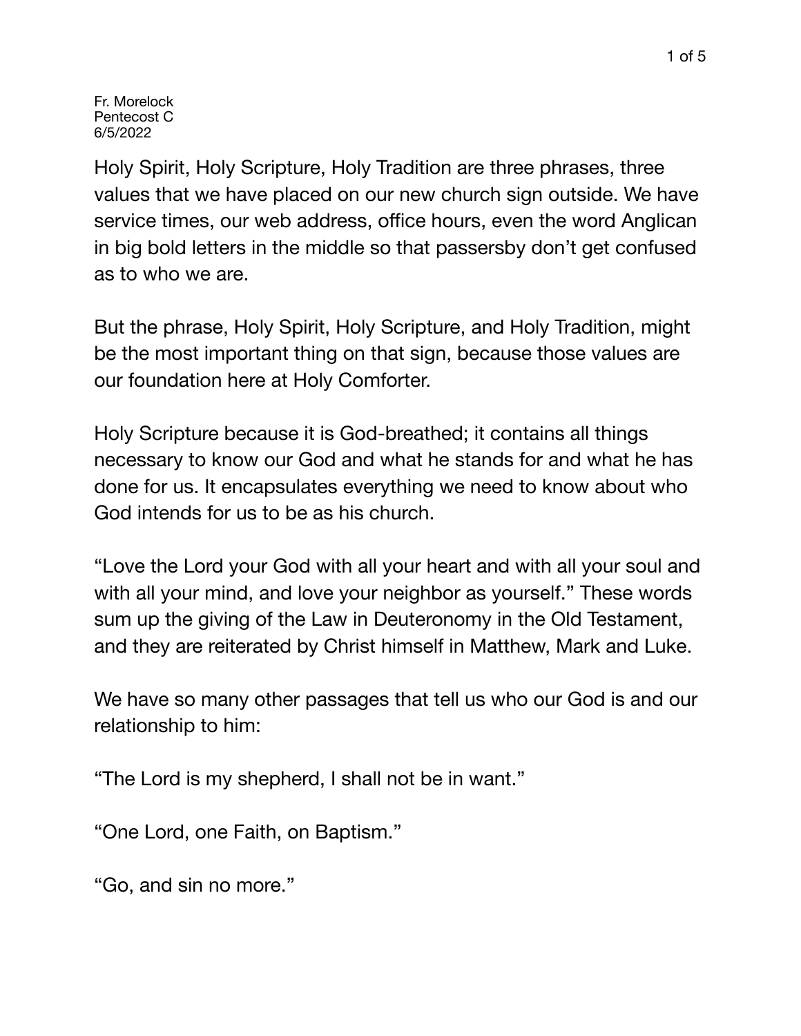Fr. Morelock
Pentecost C
6/5/2022

Holy Spirit, Holy Scripture, Holy Tradition are three phrases, three values that we have placed on our new church sign outside. We have service times, our web address, office hours, even the word Anglican in big bold letters in the middle so that passersby don't get confused as to who we are.

But the phrase, Holy Spirit, Holy Scripture, and Holy Tradition, might be the most important thing on that sign, because those values are our foundation here at Holy Comforter.

Holy Scripture because it is God-breathed; it contains all things necessary to know our God and what he stands for and what he has done for us. It encapsulates everything we need to know about who God intends for us to be as his church.

"Love the Lord your God with all your heart and with all your soul and with all your mind, and love your neighbor as yourself." These words sum up the giving of the Law in Deuteronomy in the Old Testament, and they are reiterated by Christ himself in Matthew, Mark and Luke.

We have so many other passages that tell us who our God is and our relationship to him:

"The Lord is my shepherd, I shall not be in want."

"One Lord, one Faith, on Baptism."

"Go, and sin no more."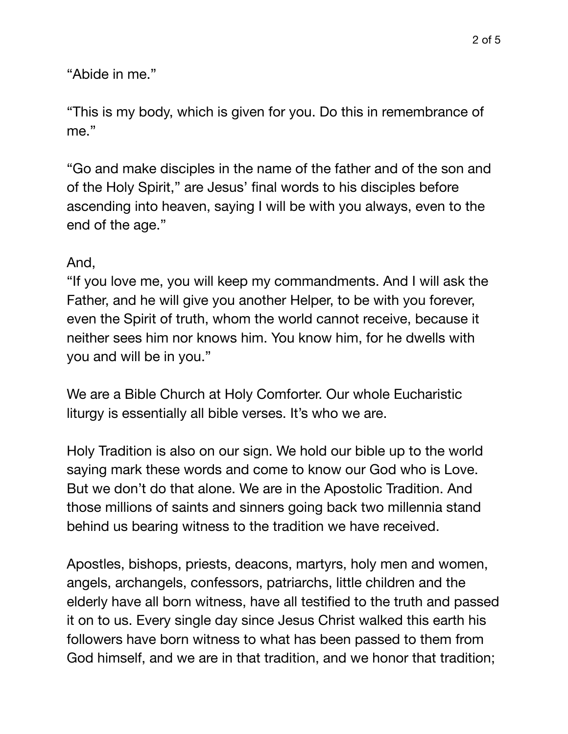“Abide in me.”

“This is my body, which is given for you. Do this in remembrance of me.”

“Go and make disciples in the name of the father and of the son and of the Holy Spirit,” are Jesus’ final words to his disciples before ascending into heaven, saying I will be with you always, even to the end of the age.”

And,
“If you love me, you will keep my commandments. And I will ask the Father, and he will give you another Helper, to be with you forever, even the Spirit of truth, whom the world cannot receive, because it neither sees him nor knows him. You know him, for he dwells with you and will be in you.”

We are a Bible Church at Holy Comforter. Our whole Eucharistic liturgy is essentially all bible verses. It’s who we are.

Holy Tradition is also on our sign. We hold our bible up to the world saying mark these words and come to know our God who is Love. But we don’t do that alone. We are in the Apostolic Tradition. And those millions of saints and sinners going back two millennia stand behind us bearing witness to the tradition we have received.

Apostles, bishops, priests, deacons, martyrs, holy men and women, angels, archangels, confessors, patriarchs, little children and the elderly have all born witness, have all testified to the truth and passed it on to us. Every single day since Jesus Christ walked this earth his followers have born witness to what has been passed to them from God himself, and we are in that tradition, and we honor that tradition;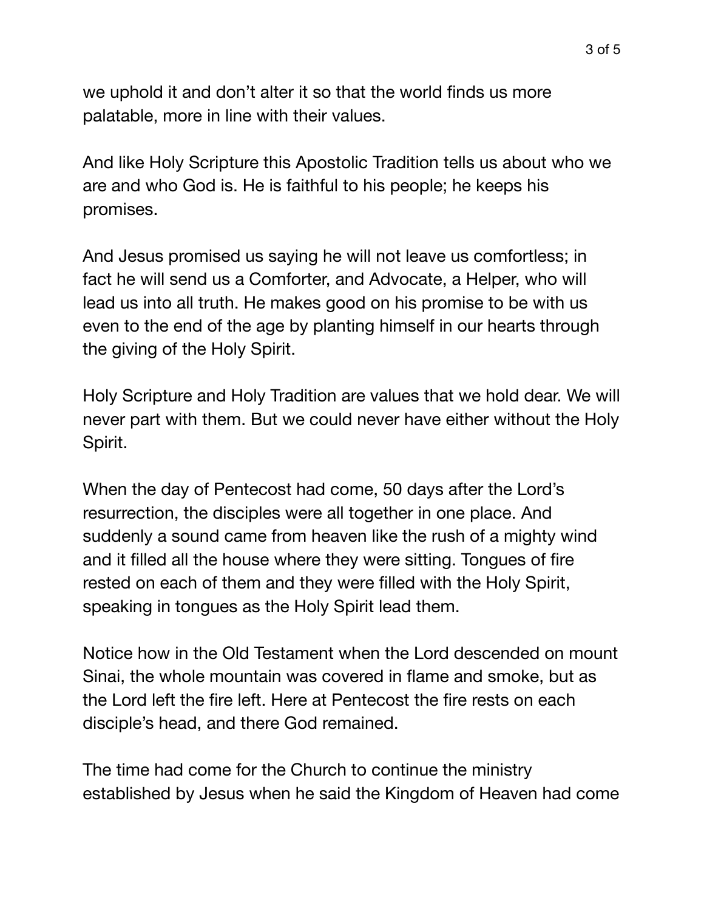we uphold it and don't alter it so that the world finds us more palatable, more in line with their values.

And like Holy Scripture this Apostolic Tradition tells us about who we are and who God is. He is faithful to his people; he keeps his promises.

And Jesus promised us saying he will not leave us comfortless; in fact he will send us a Comforter, and Advocate, a Helper, who will lead us into all truth. He makes good on his promise to be with us even to the end of the age by planting himself in our hearts through the giving of the Holy Spirit.

Holy Scripture and Holy Tradition are values that we hold dear. We will never part with them. But we could never have either without the Holy Spirit.

When the day of Pentecost had come, 50 days after the Lord's resurrection, the disciples were all together in one place. And suddenly a sound came from heaven like the rush of a mighty wind and it filled all the house where they were sitting. Tongues of fire rested on each of them and they were filled with the Holy Spirit, speaking in tongues as the Holy Spirit lead them.

Notice how in the Old Testament when the Lord descended on mount Sinai, the whole mountain was covered in flame and smoke, but as the Lord left the fire left. Here at Pentecost the fire rests on each disciple's head, and there God remained.

The time had come for the Church to continue the ministry established by Jesus when he said the Kingdom of Heaven had come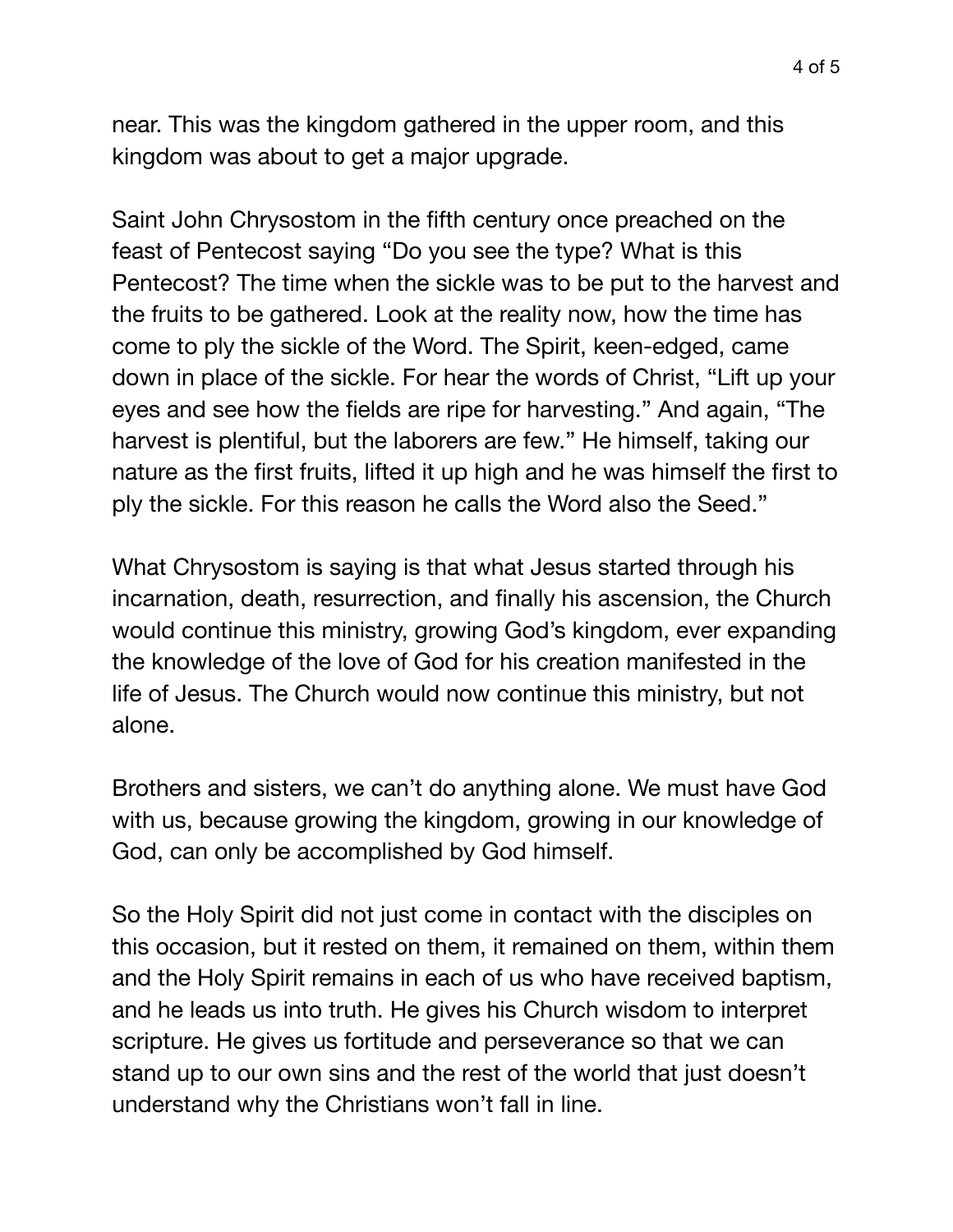near. This was the kingdom gathered in the upper room, and this kingdom was about to get a major upgrade.

Saint John Chrysostom in the fifth century once preached on the feast of Pentecost saying "Do you see the type? What is this Pentecost? The time when the sickle was to be put to the harvest and the fruits to be gathered. Look at the reality now, how the time has come to ply the sickle of the Word. The Spirit, keen-edged, came down in place of the sickle. For hear the words of Christ, "Lift up your eyes and see how the fields are ripe for harvesting." And again, "The harvest is plentiful, but the laborers are few." He himself, taking our nature as the first fruits, lifted it up high and he was himself the first to ply the sickle. For this reason he calls the Word also the Seed."

What Chrysostom is saying is that what Jesus started through his incarnation, death, resurrection, and finally his ascension, the Church would continue this ministry, growing God's kingdom, ever expanding the knowledge of the love of God for his creation manifested in the life of Jesus. The Church would now continue this ministry, but not alone.

Brothers and sisters, we can't do anything alone. We must have God with us, because growing the kingdom, growing in our knowledge of God, can only be accomplished by God himself.

So the Holy Spirit did not just come in contact with the disciples on this occasion, but it rested on them, it remained on them, within them and the Holy Spirit remains in each of us who have received baptism, and he leads us into truth. He gives his Church wisdom to interpret scripture. He gives us fortitude and perseverance so that we can stand up to our own sins and the rest of the world that just doesn't understand why the Christians won't fall in line.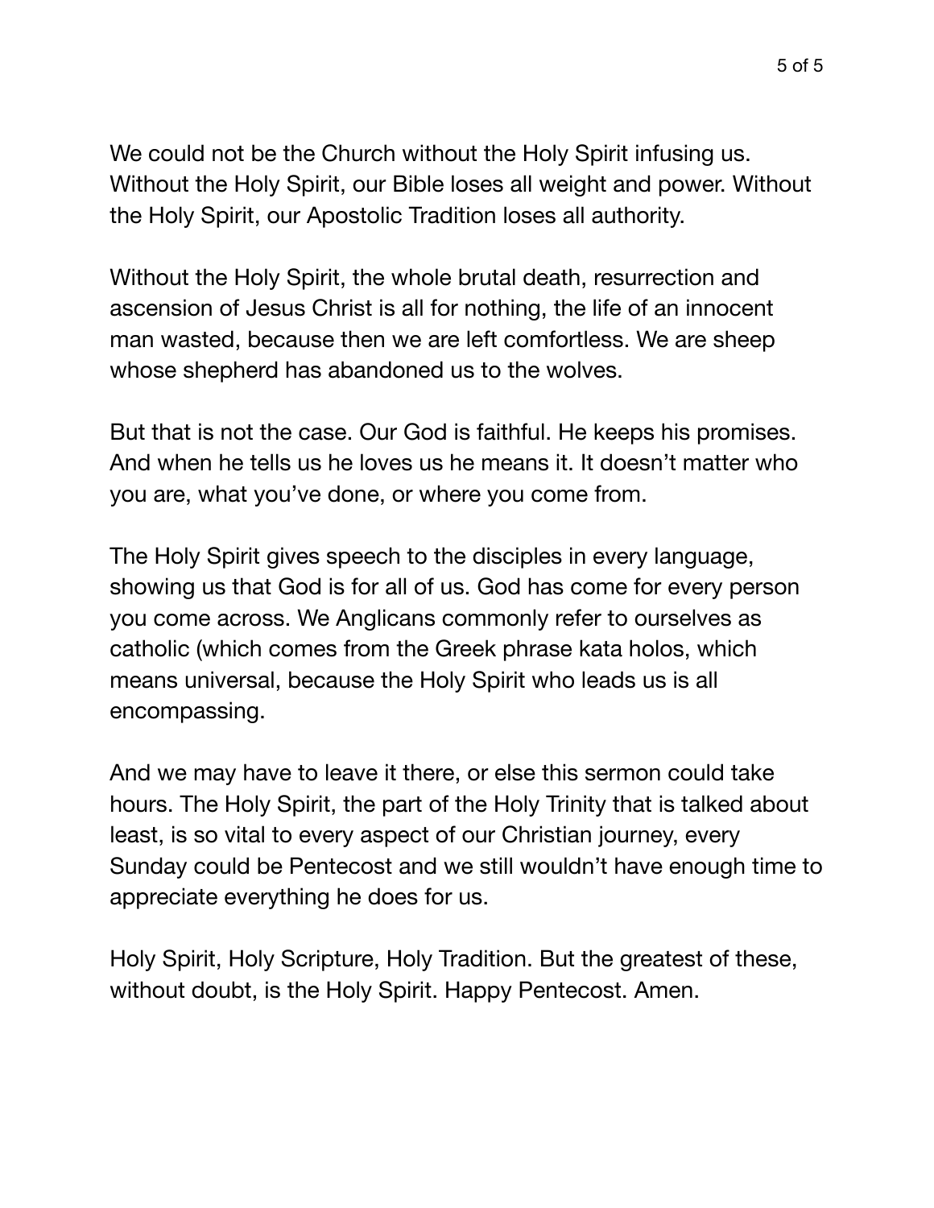We could not be the Church without the Holy Spirit infusing us. Without the Holy Spirit, our Bible loses all weight and power. Without the Holy Spirit, our Apostolic Tradition loses all authority.

Without the Holy Spirit, the whole brutal death, resurrection and ascension of Jesus Christ is all for nothing, the life of an innocent man wasted, because then we are left comfortless. We are sheep whose shepherd has abandoned us to the wolves.

But that is not the case. Our God is faithful. He keeps his promises. And when he tells us he loves us he means it. It doesn't matter who you are, what you've done, or where you come from.

The Holy Spirit gives speech to the disciples in every language, showing us that God is for all of us. God has come for every person you come across. We Anglicans commonly refer to ourselves as catholic (which comes from the Greek phrase kata holos, which means universal, because the Holy Spirit who leads us is all encompassing.

And we may have to leave it there, or else this sermon could take hours. The Holy Spirit, the part of the Holy Trinity that is talked about least, is so vital to every aspect of our Christian journey, every Sunday could be Pentecost and we still wouldn't have enough time to appreciate everything he does for us.

Holy Spirit, Holy Scripture, Holy Tradition. But the greatest of these, without doubt, is the Holy Spirit. Happy Pentecost. Amen.